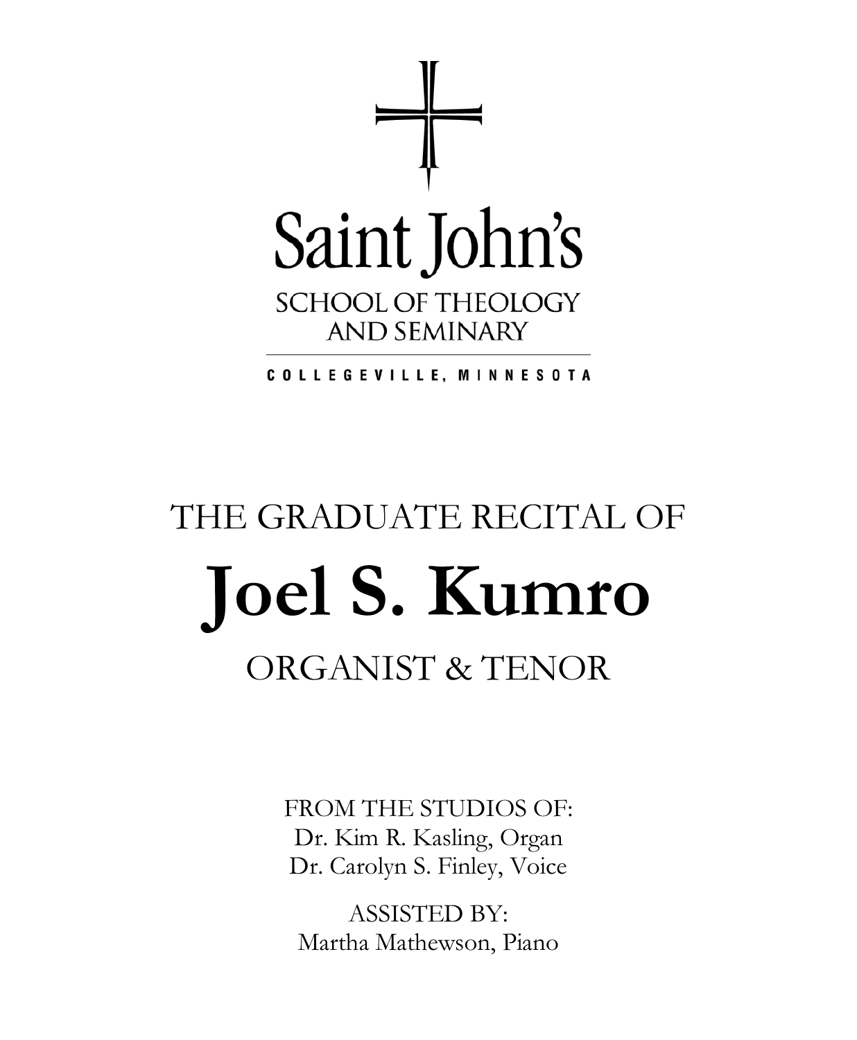Saint John's

SCHOOL OF THEOLOGY AND SEMINARY

COLLEGEVILLE, MINNESOTA

THE GRADUATE RECITAL OF

# Joel S. Kumro

ORGANIST & TENOR

FROM THE STUDIOS OF:
Dr. Kim R. Kasling, Organ
Dr. Carolyn S. Finley, Voice

ASSISTED BY:
Martha Mathewson, Piano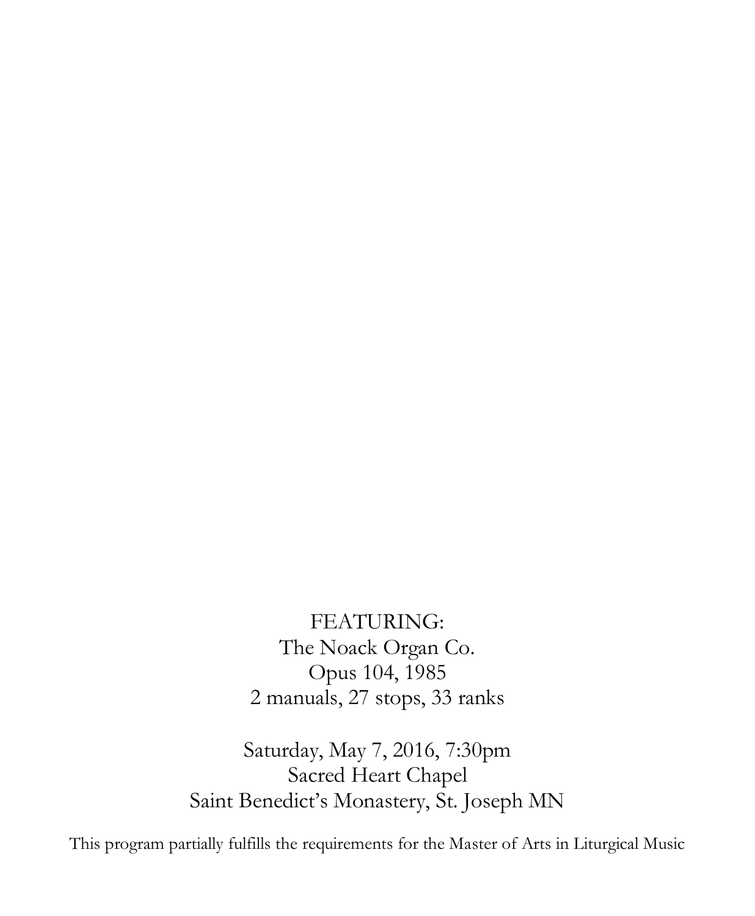FEATURING:
The Noack Organ Co.
Opus 104, 1985
2 manuals, 27 stops, 33 ranks

Saturday, May 7, 2016, 7:30pm
Sacred Heart Chapel
Saint Benedict's Monastery, St. Joseph MN

This program partially fulfills the requirements for the Master of Arts in Liturgical Music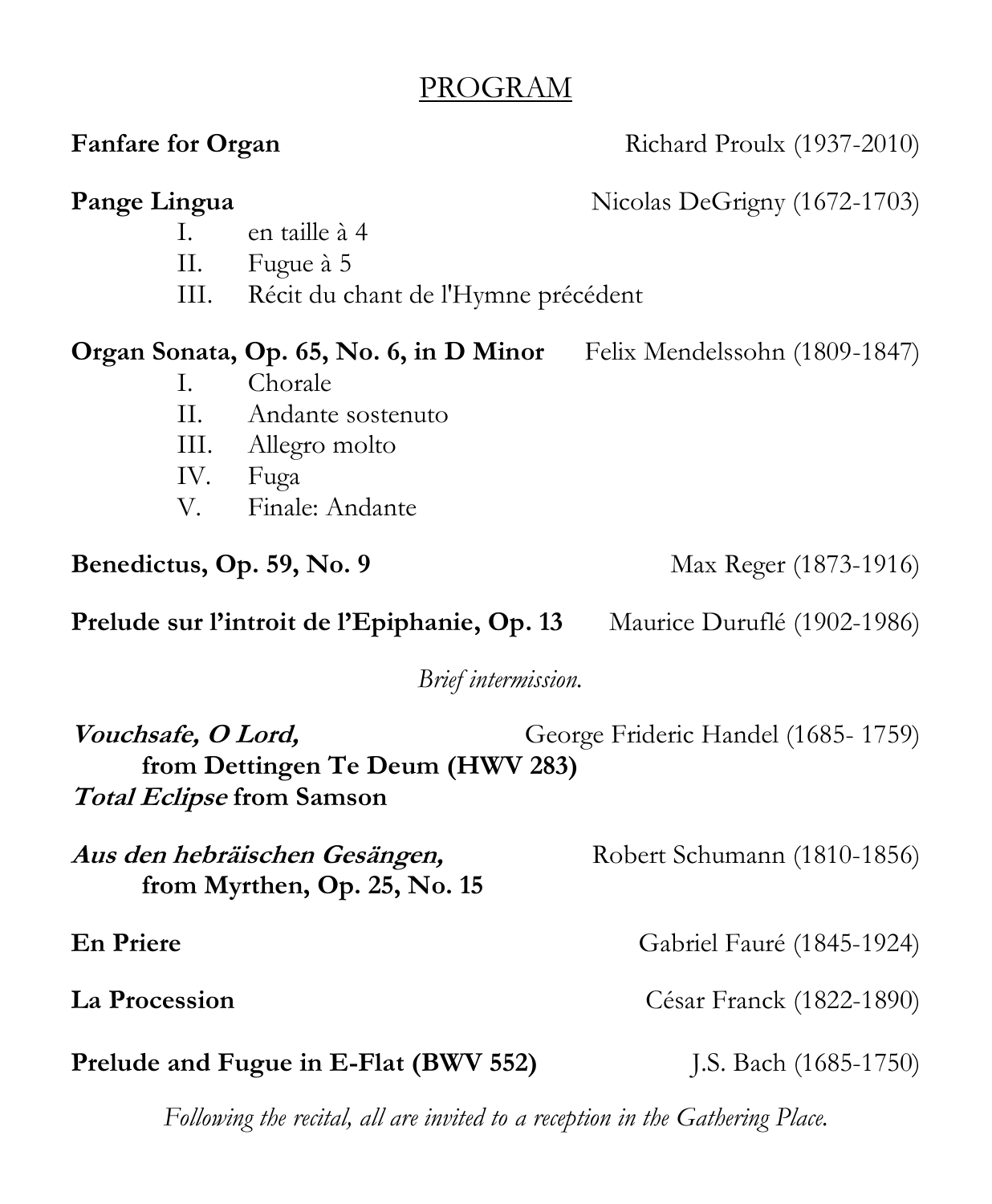# PROGRAM

**Fanfare for Organ** Richard Proulx (1937-2010)

**Pange Lingua** Nicolas DeGrigny (1672-1703)

- I. en taille à 4
- II. Fugue à 5
- III. Récit du chant de l'Hymne précédent

**Organ Sonata, Op. 65, No. 6, in D Minor** Felix Mendelssohn (1809-1847)

- I. Chorale
- II. Andante sostenuto
- III. Allegro molto
- IV. Fuga
- V. Finale: Andante

**Benedictus, Op. 59, No. 9** Max Reger (1873-1916)

**Prelude sur l'introit de l'Epiphanie, Op. 13** Maurice Duruflé (1902-1986)

*Brief intermission.*

***Vouchsafe, O Lord,*** George Frideric Handel (1685- 1759)
**from Dettingen Te Deum (HWV 283)**
***Total Eclipse* from Samson**

***Aus den hebräischen Gesängen,*** Robert Schumann (1810-1856)
**from Myrthen, Op. 25, No. 15**

**En Priere** Gabriel Fauré (1845-1924)

**La Procession** César Franck (1822-1890)

**Prelude and Fugue in E-Flat (BWV 552)** J.S. Bach (1685-1750)

*Following the recital, all are invited to a reception in the Gathering Place.*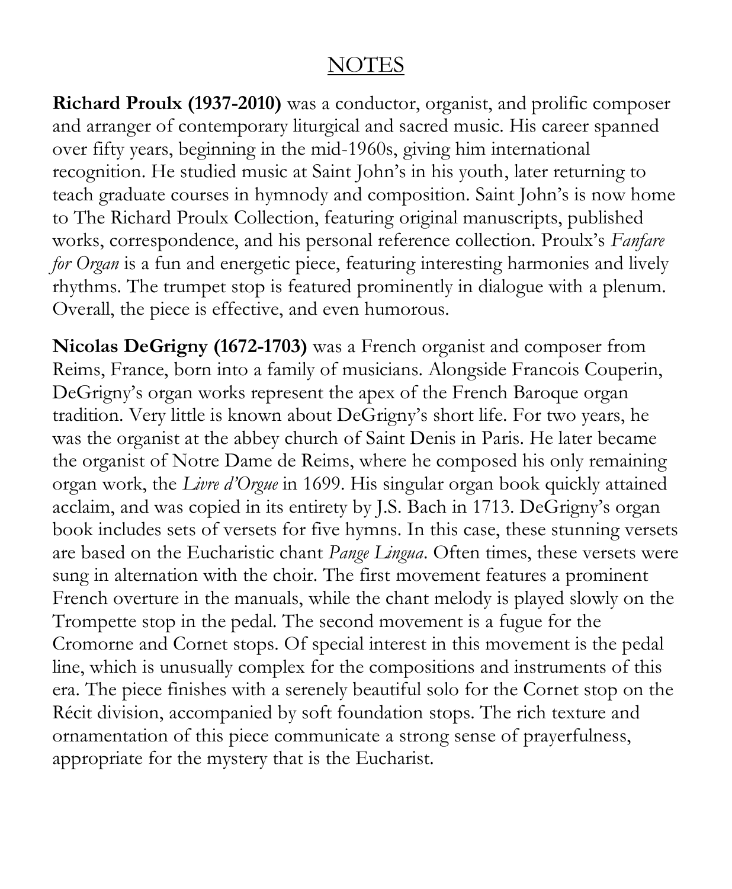## NOTES

**Richard Proulx (1937-2010)** was a conductor, organist, and prolific composer and arranger of contemporary liturgical and sacred music. His career spanned over fifty years, beginning in the mid-1960s, giving him international recognition. He studied music at Saint John's in his youth, later returning to teach graduate courses in hymnody and composition. Saint John's is now home to The Richard Proulx Collection, featuring original manuscripts, published works, correspondence, and his personal reference collection. Proulx's *Fanfare for Organ* is a fun and energetic piece, featuring interesting harmonies and lively rhythms. The trumpet stop is featured prominently in dialogue with a plenum. Overall, the piece is effective, and even humorous.

**Nicolas DeGrigny (1672-1703)** was a French organist and composer from Reims, France, born into a family of musicians. Alongside Francois Couperin, DeGrigny's organ works represent the apex of the French Baroque organ tradition. Very little is known about DeGrigny's short life. For two years, he was the organist at the abbey church of Saint Denis in Paris. He later became the organist of Notre Dame de Reims, where he composed his only remaining organ work, the *Livre d'Orgue* in 1699. His singular organ book quickly attained acclaim, and was copied in its entirety by J.S. Bach in 1713. DeGrigny's organ book includes sets of versets for five hymns. In this case, these stunning versets are based on the Eucharistic chant *Pange Lingua*. Often times, these versets were sung in alternation with the choir. The first movement features a prominent French overture in the manuals, while the chant melody is played slowly on the Trompette stop in the pedal. The second movement is a fugue for the Cromorne and Cornet stops. Of special interest in this movement is the pedal line, which is unusually complex for the compositions and instruments of this era. The piece finishes with a serenely beautiful solo for the Cornet stop on the Récit division, accompanied by soft foundation stops. The rich texture and ornamentation of this piece communicate a strong sense of prayerfulness, appropriate for the mystery that is the Eucharist.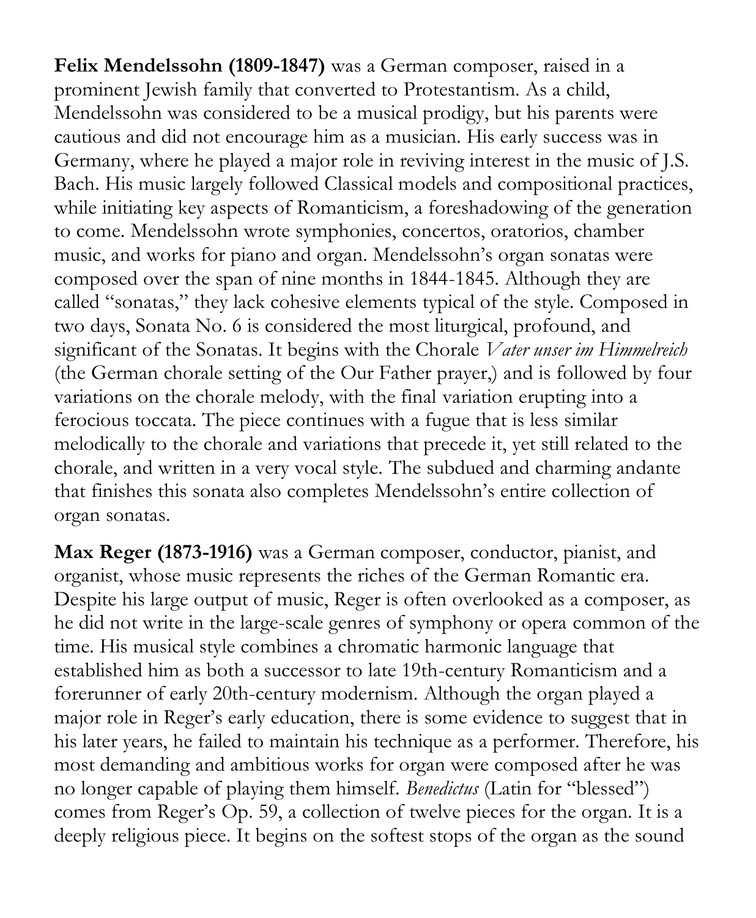**Felix Mendelssohn (1809-1847)** was a German composer, raised in a prominent Jewish family that converted to Protestantism. As a child, Mendelssohn was considered to be a musical prodigy, but his parents were cautious and did not encourage him as a musician. His early success was in Germany, where he played a major role in reviving interest in the music of J.S. Bach. His music largely followed Classical models and compositional practices, while initiating key aspects of Romanticism, a foreshadowing of the generation to come. Mendelssohn wrote symphonies, concertos, oratorios, chamber music, and works for piano and organ. Mendelssohn's organ sonatas were composed over the span of nine months in 1844-1845. Although they are called "sonatas," they lack cohesive elements typical of the style. Composed in two days, Sonata No. 6 is considered the most liturgical, profound, and significant of the Sonatas. It begins with the Chorale *Vater unser im Himmelreich* (the German chorale setting of the Our Father prayer,) and is followed by four variations on the chorale melody, with the final variation erupting into a ferocious toccata. The piece continues with a fugue that is less similar melodically to the chorale and variations that precede it, yet still related to the chorale, and written in a very vocal style. The subdued and charming andante that finishes this sonata also completes Mendelssohn's entire collection of organ sonatas.

**Max Reger (1873-1916)** was a German composer, conductor, pianist, and organist, whose music represents the riches of the German Romantic era. Despite his large output of music, Reger is often overlooked as a composer, as he did not write in the large-scale genres of symphony or opera common of the time. His musical style combines a chromatic harmonic language that established him as both a successor to late 19th-century Romanticism and a forerunner of early 20th-century modernism. Although the organ played a major role in Reger's early education, there is some evidence to suggest that in his later years, he failed to maintain his technique as a performer. Therefore, his most demanding and ambitious works for organ were composed after he was no longer capable of playing them himself. *Benedictus* (Latin for "blessed") comes from Reger's Op. 59, a collection of twelve pieces for the organ. It is a deeply religious piece. It begins on the softest stops of the organ as the sound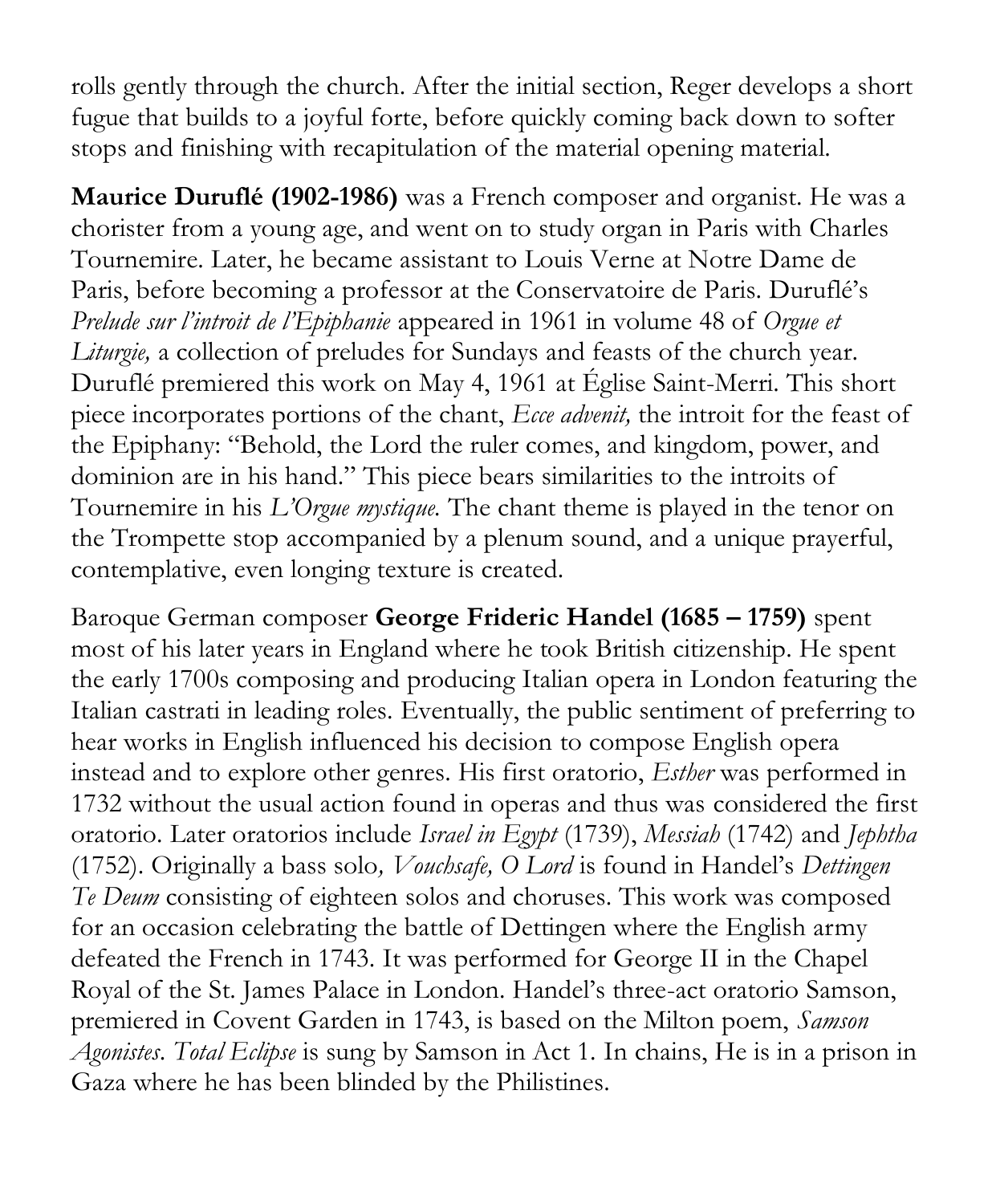rolls gently through the church. After the initial section, Reger develops a short fugue that builds to a joyful forte, before quickly coming back down to softer stops and finishing with recapitulation of the material opening material.

**Maurice Duruflé (1902-1986)** was a French composer and organist. He was a chorister from a young age, and went on to study organ in Paris with Charles Tournemire. Later, he became assistant to Louis Verne at Notre Dame de Paris, before becoming a professor at the Conservatoire de Paris. Duruflé's *Prelude sur l'introit de l'Epiphanie* appeared in 1961 in volume 48 of *Orgue et Liturgie,* a collection of preludes for Sundays and feasts of the church year. Duruflé premiered this work on May 4, 1961 at Église Saint-Merri. This short piece incorporates portions of the chant, *Ecce advenit,* the introit for the feast of the Epiphany: "Behold, the Lord the ruler comes, and kingdom, power, and dominion are in his hand." This piece bears similarities to the introits of Tournemire in his *L'Orgue mystique.* The chant theme is played in the tenor on the Trompette stop accompanied by a plenum sound, and a unique prayerful, contemplative, even longing texture is created.

Baroque German composer **George Frideric Handel (1685 – 1759)** spent most of his later years in England where he took British citizenship. He spent the early 1700s composing and producing Italian opera in London featuring the Italian castrati in leading roles. Eventually, the public sentiment of preferring to hear works in English influenced his decision to compose English opera instead and to explore other genres. His first oratorio, *Esther* was performed in 1732 without the usual action found in operas and thus was considered the first oratorio. Later oratorios include *Israel in Egypt* (1739), *Messiah* (1742) and *Jephtha* (1752). Originally a bass solo*, Vouchsafe, O Lord* is found in Handel's *Dettingen Te Deum* consisting of eighteen solos and choruses. This work was composed for an occasion celebrating the battle of Dettingen where the English army defeated the French in 1743. It was performed for George II in the Chapel Royal of the St. James Palace in London. Handel's three-act oratorio Samson, premiered in Covent Garden in 1743, is based on the Milton poem, *Samson Agonistes*. *Total Eclipse* is sung by Samson in Act 1. In chains, He is in a prison in Gaza where he has been blinded by the Philistines.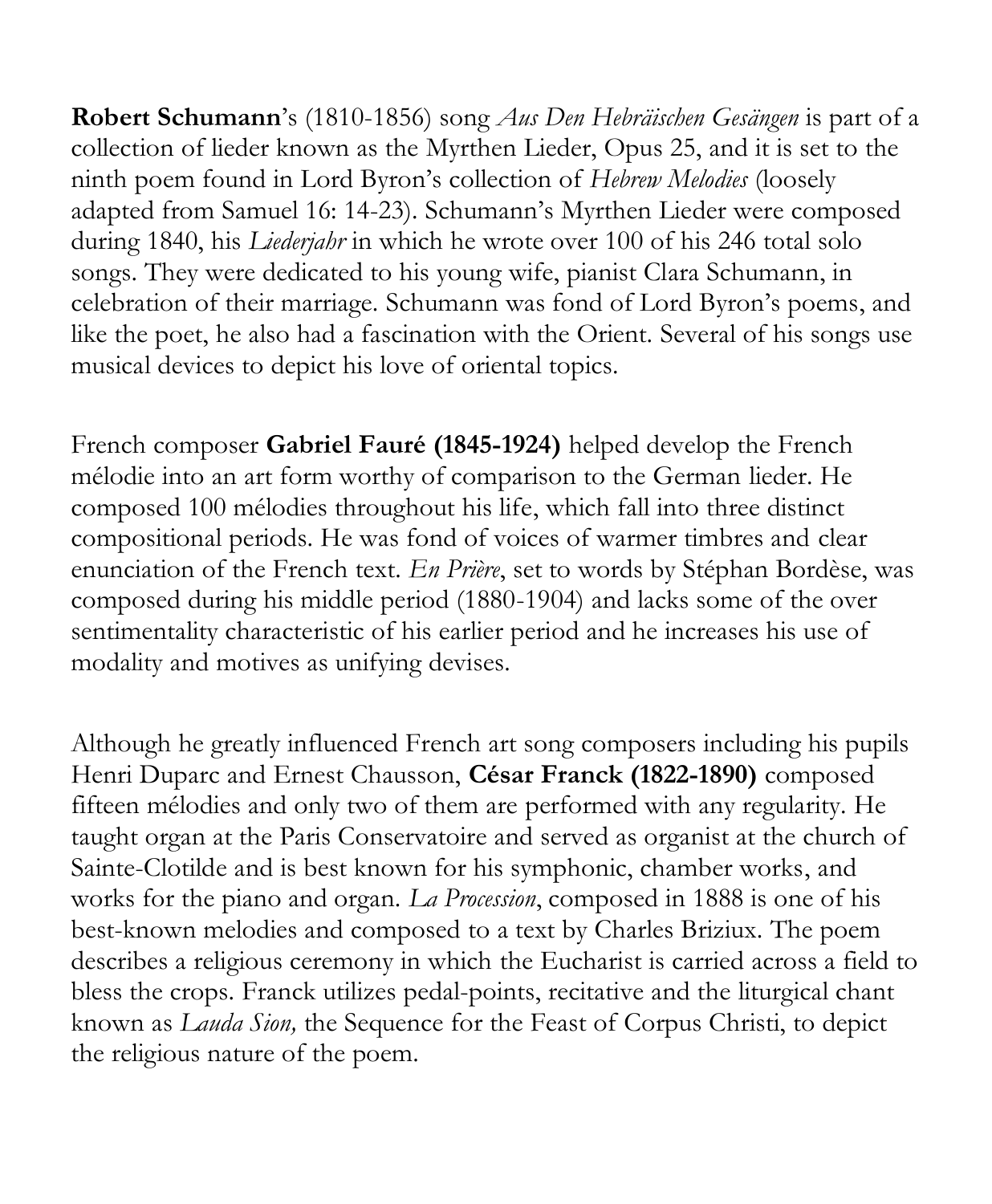**Robert Schumann**'s (1810-1856) song *Aus Den Hebräischen Gesängen* is part of a collection of lieder known as the Myrthen Lieder, Opus 25, and it is set to the ninth poem found in Lord Byron's collection of *Hebrew Melodies* (loosely adapted from Samuel 16: 14-23). Schumann's Myrthen Lieder were composed during 1840, his *Liederjahr* in which he wrote over 100 of his 246 total solo songs. They were dedicated to his young wife, pianist Clara Schumann, in celebration of their marriage. Schumann was fond of Lord Byron's poems, and like the poet, he also had a fascination with the Orient. Several of his songs use musical devices to depict his love of oriental topics.

French composer **Gabriel Fauré (1845-1924)** helped develop the French mélodie into an art form worthy of comparison to the German lieder. He composed 100 mélodies throughout his life, which fall into three distinct compositional periods. He was fond of voices of warmer timbres and clear enunciation of the French text. *En Prière*, set to words by Stéphan Bordèse, was composed during his middle period (1880-1904) and lacks some of the over sentimentality characteristic of his earlier period and he increases his use of modality and motives as unifying devises.

Although he greatly influenced French art song composers including his pupils Henri Duparc and Ernest Chausson, **César Franck (1822-1890)** composed fifteen mélodies and only two of them are performed with any regularity. He taught organ at the Paris Conservatoire and served as organist at the church of Sainte-Clotilde and is best known for his symphonic, chamber works, and works for the piano and organ. *La Procession*, composed in 1888 is one of his best-known melodies and composed to a text by Charles Briziux. The poem describes a religious ceremony in which the Eucharist is carried across a field to bless the crops. Franck utilizes pedal-points, recitative and the liturgical chant known as *Lauda Sion,* the Sequence for the Feast of Corpus Christi, to depict the religious nature of the poem.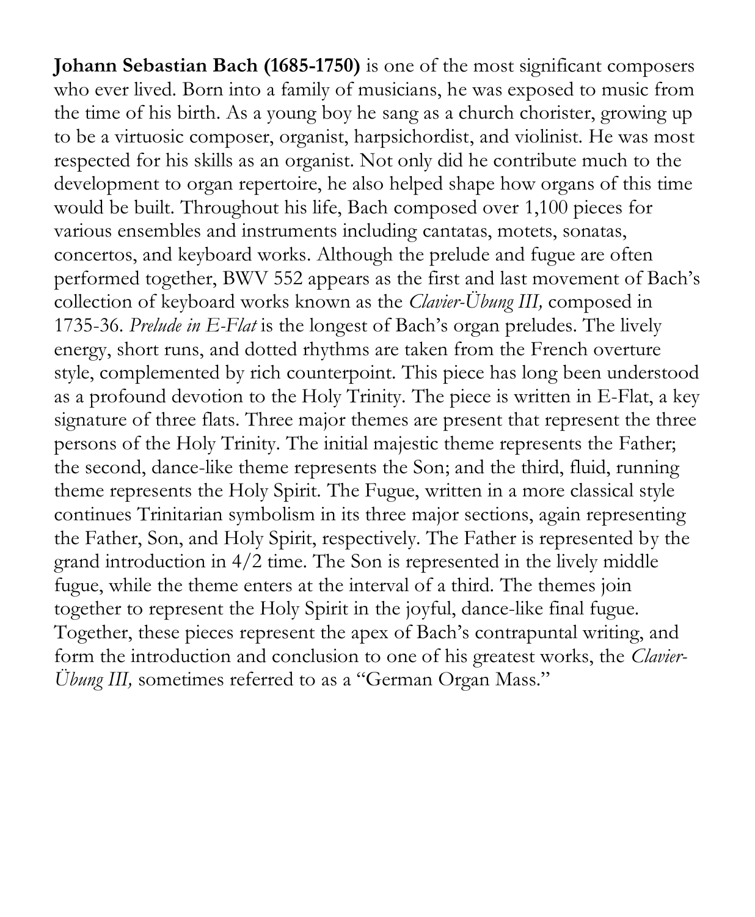**Johann Sebastian Bach (1685-1750)** is one of the most significant composers who ever lived. Born into a family of musicians, he was exposed to music from the time of his birth. As a young boy he sang as a church chorister, growing up to be a virtuosic composer, organist, harpsichordist, and violinist. He was most respected for his skills as an organist. Not only did he contribute much to the development to organ repertoire, he also helped shape how organs of this time would be built. Throughout his life, Bach composed over 1,100 pieces for various ensembles and instruments including cantatas, motets, sonatas, concertos, and keyboard works. Although the prelude and fugue are often performed together, BWV 552 appears as the first and last movement of Bach's collection of keyboard works known as the *Clavier-Übung III,* composed in 1735-36. *Prelude in E-Flat* is the longest of Bach's organ preludes. The lively energy, short runs, and dotted rhythms are taken from the French overture style, complemented by rich counterpoint. This piece has long been understood as a profound devotion to the Holy Trinity. The piece is written in E-Flat, a key signature of three flats. Three major themes are present that represent the three persons of the Holy Trinity. The initial majestic theme represents the Father; the second, dance-like theme represents the Son; and the third, fluid, running theme represents the Holy Spirit. The Fugue, written in a more classical style continues Trinitarian symbolism in its three major sections, again representing the Father, Son, and Holy Spirit, respectively. The Father is represented by the grand introduction in 4/2 time. The Son is represented in the lively middle fugue, while the theme enters at the interval of a third. The themes join together to represent the Holy Spirit in the joyful, dance-like final fugue. Together, these pieces represent the apex of Bach's contrapuntal writing, and form the introduction and conclusion to one of his greatest works, the *Clavier-Übung III,* sometimes referred to as a "German Organ Mass."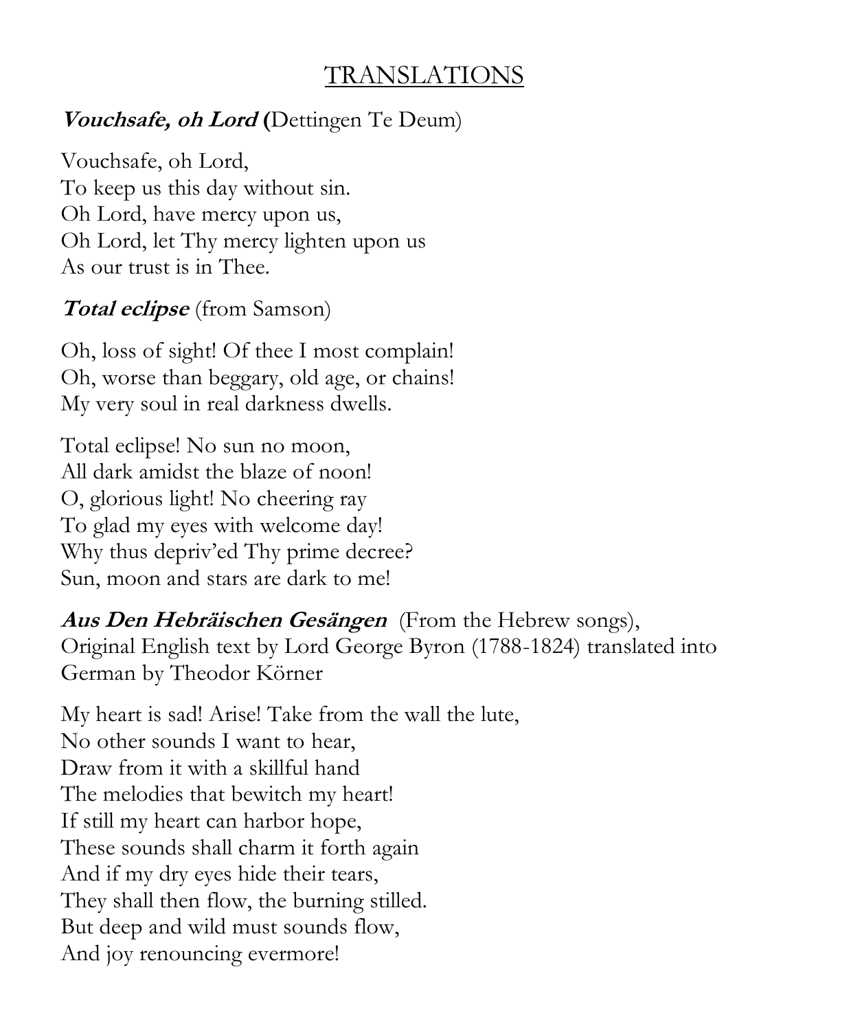# TRANSLATIONS

***Vouchsafe, oh Lord*** **(**Dettingen Te Deum)

Vouchsafe, oh Lord,
To keep us this day without sin.
Oh Lord, have mercy upon us,
Oh Lord, let Thy mercy lighten upon us
As our trust is in Thee.

***Total eclipse*** (from Samson)

Oh, loss of sight! Of thee I most complain!
Oh, worse than beggary, old age, or chains!
My very soul in real darkness dwells.

Total eclipse! No sun no moon,
All dark amidst the blaze of noon!
O, glorious light! No cheering ray
To glad my eyes with welcome day!
Why thus depriv'ed Thy prime decree?
Sun, moon and stars are dark to me!

***Aus Den Hebräischen Gesängen*** (From the Hebrew songs), Original English text by Lord George Byron (1788-1824) translated into German by Theodor Körner

My heart is sad! Arise! Take from the wall the lute,
No other sounds I want to hear,
Draw from it with a skillful hand
The melodies that bewitch my heart!
If still my heart can harbor hope,
These sounds shall charm it forth again
And if my dry eyes hide their tears,
They shall then flow, the burning stilled.
But deep and wild must sounds flow,
And joy renouncing evermore!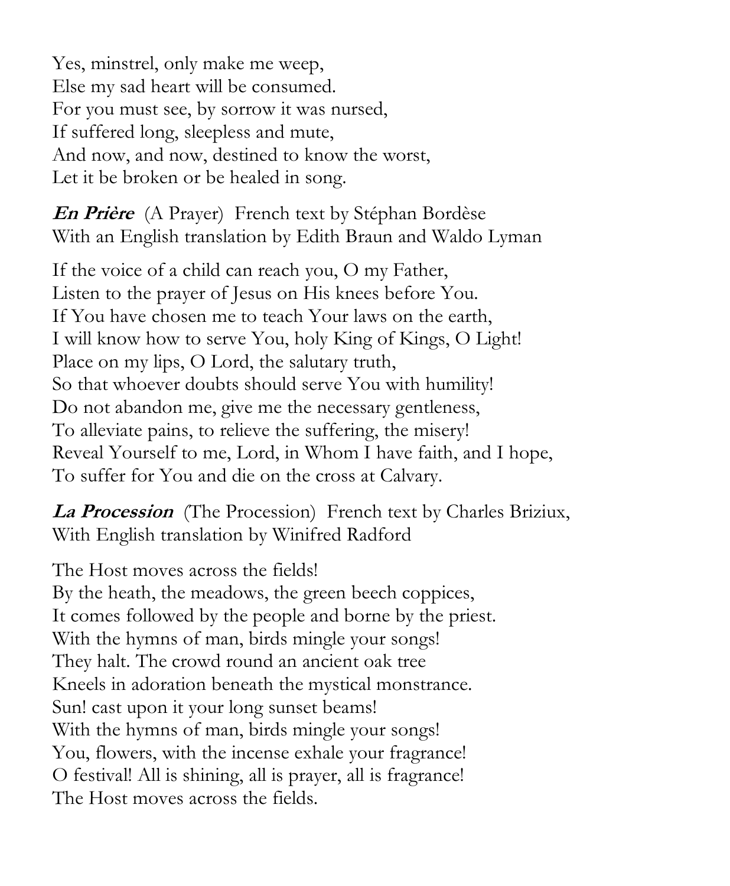Yes, minstrel, only make me weep,
Else my sad heart will be consumed.
For you must see, by sorrow it was nursed,
If suffered long, sleepless and mute,
And now, and now, destined to know the worst,
Let it be broken or be healed in song.

***En Prière*** (A Prayer) French text by Stéphan Bordèse
With an English translation by Edith Braun and Waldo Lyman

If the voice of a child can reach you, O my Father,
Listen to the prayer of Jesus on His knees before You.
If You have chosen me to teach Your laws on the earth,
I will know how to serve You, holy King of Kings, O Light!
Place on my lips, O Lord, the salutary truth,
So that whoever doubts should serve You with humility!
Do not abandon me, give me the necessary gentleness,
To alleviate pains, to relieve the suffering, the misery!
Reveal Yourself to me, Lord, in Whom I have faith, and I hope,
To suffer for You and die on the cross at Calvary.

***La Procession*** (The Procession) French text by Charles Briziux,
With English translation by Winifred Radford

The Host moves across the fields!
By the heath, the meadows, the green beech coppices,
It comes followed by the people and borne by the priest.
With the hymns of man, birds mingle your songs!
They halt. The crowd round an ancient oak tree
Kneels in adoration beneath the mystical monstrance.
Sun! cast upon it your long sunset beams!
With the hymns of man, birds mingle your songs!
You, flowers, with the incense exhale your fragrance!
O festival! All is shining, all is prayer, all is fragrance!
The Host moves across the fields.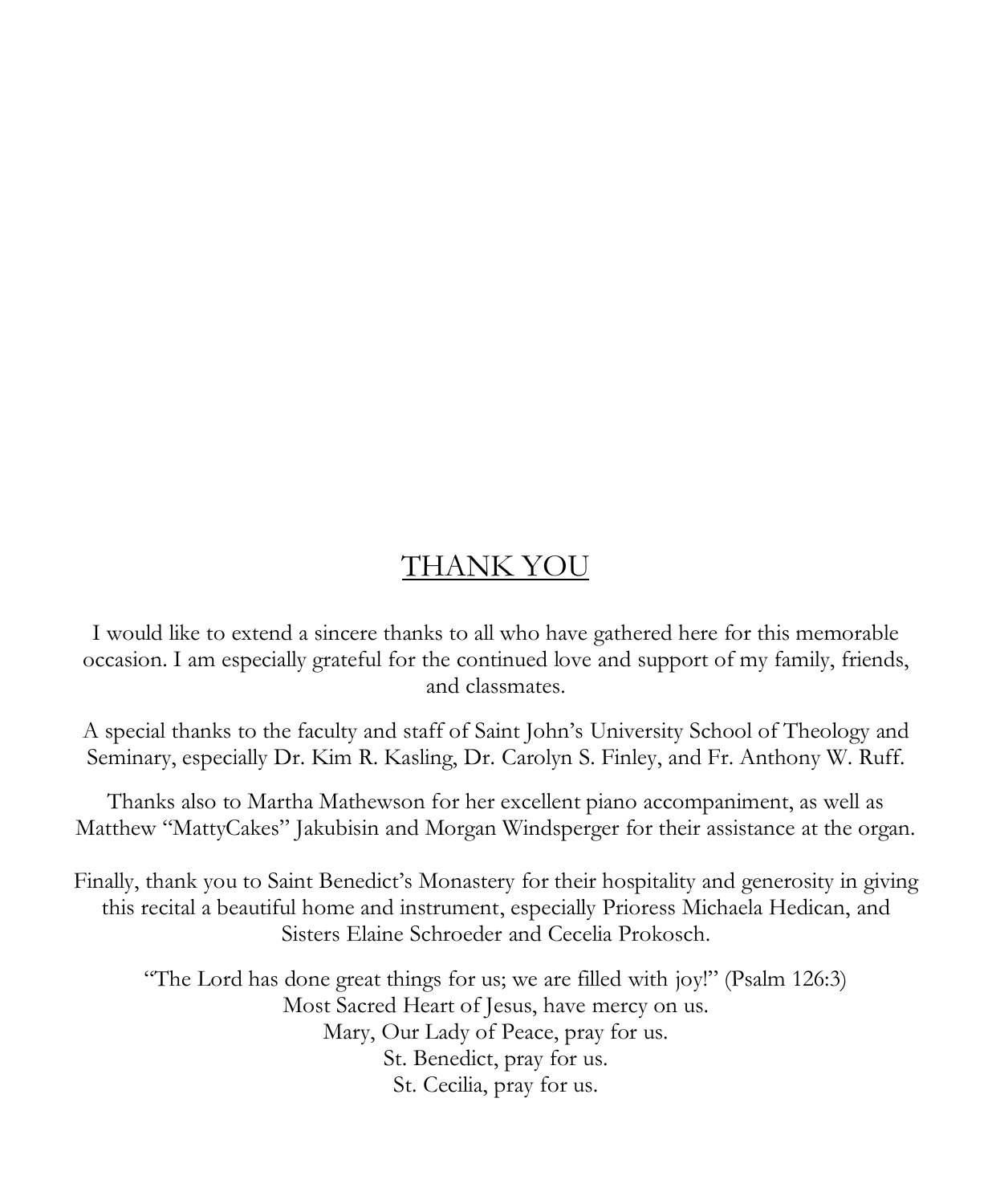# THANK YOU

I would like to extend a sincere thanks to all who have gathered here for this memorable occasion. I am especially grateful for the continued love and support of my family, friends, and classmates.

A special thanks to the faculty and staff of Saint John's University School of Theology and Seminary, especially Dr. Kim R. Kasling, Dr. Carolyn S. Finley, and Fr. Anthony W. Ruff.

Thanks also to Martha Mathewson for her excellent piano accompaniment, as well as Matthew "MattyCakes" Jakubisin and Morgan Windsperger for their assistance at the organ.

Finally, thank you to Saint Benedict's Monastery for their hospitality and generosity in giving this recital a beautiful home and instrument, especially Prioress Michaela Hedican, and Sisters Elaine Schroeder and Cecelia Prokosch.

"The Lord has done great things for us; we are filled with joy!" (Psalm 126:3)
Most Sacred Heart of Jesus, have mercy on us.
Mary, Our Lady of Peace, pray for us.
St. Benedict, pray for us.
St. Cecilia, pray for us.